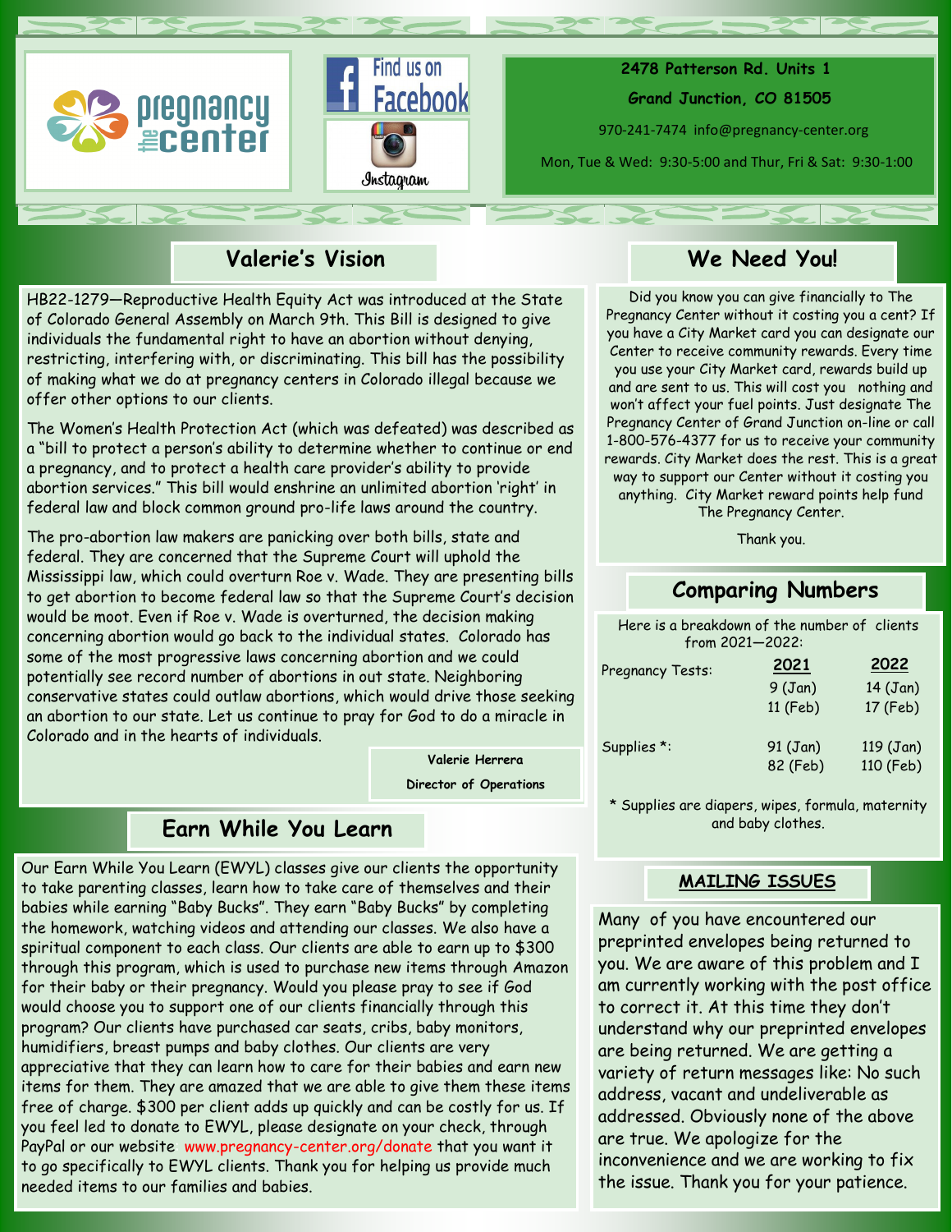pregnancy the center

Find us on Facebook

Instagram

**2478 Patterson Rd. Units 1**

**Grand Junction, CO 81505**

970-241-7474 info@pregnancy-center.org

Mon, Tue & Wed: 9:30-5:00 and Thur, Fri & Sat: 9:30-1:00

## Valerie's Vision

HB22-1279—Reproductive Health Equity Act was introduced at the State of Colorado General Assembly on March 9th. This Bill is designed to give individuals the fundamental right to have an abortion without denying, restricting, interfering with, or discriminating. This bill has the possibility of making what we do at pregnancy centers in Colorado illegal because we offer other options to our clients.

The Women's Health Protection Act (which was defeated) was described as a "bill to protect a person's ability to determine whether to continue or end a pregnancy, and to protect a health care provider's ability to provide abortion services." This bill would enshrine an unlimited abortion 'right' in federal law and block common ground pro-life laws around the country.

The pro-abortion law makers are panicking over both bills, state and federal. They are concerned that the Supreme Court will uphold the Mississippi law, which could overturn Roe v. Wade. They are presenting bills to get abortion to become federal law so that the Supreme Court's decision would be moot. Even if Roe v. Wade is overturned, the decision making concerning abortion would go back to the individual states. Colorado has some of the most progressive laws concerning abortion and we could potentially see record number of abortions in out state. Neighboring conservative states could outlaw abortions, which would drive those seeking an abortion to our state. Let us continue to pray for God to do a miracle in Colorado and in the hearts of individuals.

**Valerie Herrera**

**Director of Operations**

## Earn While You Learn

Our Earn While You Learn (EWYL) classes give our clients the opportunity to take parenting classes, learn how to take care of themselves and their babies while earning "Baby Bucks". They earn "Baby Bucks" by completing the homework, watching videos and attending our classes. We also have a spiritual component to each class. Our clients are able to earn up to $300 through this program, which is used to purchase new items through Amazon for their baby or their pregnancy. Would you please pray to see if God would choose you to support one of our clients financially through this program? Our clients have purchased car seats, cribs, baby monitors, humidifiers, breast pumps and baby clothes. Our clients are very appreciative that they can learn how to care for their babies and earn new items for them. They are amazed that we are able to give them these items free of charge. $300 per client adds up quickly and can be costly for us. If you feel led to donate to EWYL, please designate on your check, through PayPal or our website www.pregnancy-center.org/donate that you want it to go specifically to EWYL clients. Thank you for helping us provide much needed items to our families and babies.

## We Need You!

Did you know you can give financially to The Pregnancy Center without it costing you a cent? If you have a City Market card you can designate our Center to receive community rewards. Every time you use your City Market card, rewards build up and are sent to us. This will cost you nothing and won't affect your fuel points. Just designate The Pregnancy Center of Grand Junction on-line or call 1-800-576-4377 for us to receive your community rewards. City Market does the rest. This is a great way to support our Center without it costing you anything. City Market reward points help fund The Pregnancy Center.

Thank you.

## Comparing Numbers

Here is a breakdown of the number of clients from 2021—2022:

| | 2021 | 2022 |
|---|---|---|
| Pregnancy Tests: | 9 (Jan) | 14 (Jan) |
| | 11 (Feb) | 17 (Feb) |
| Supplies *: | 91 (Jan) | 119 (Jan) |
| | 82 (Feb) | 110 (Feb) |

* Supplies are diapers, wipes, formula, maternity and baby clothes.

## MAILING ISSUES

Many of you have encountered our preprinted envelopes being returned to you. We are aware of this problem and I am currently working with the post office to correct it. At this time they don't understand why our preprinted envelopes are being returned. We are getting a variety of return messages like: No such address, vacant and undeliverable as addressed. Obviously none of the above are true. We apologize for the inconvenience and we are working to fix the issue. Thank you for your patience.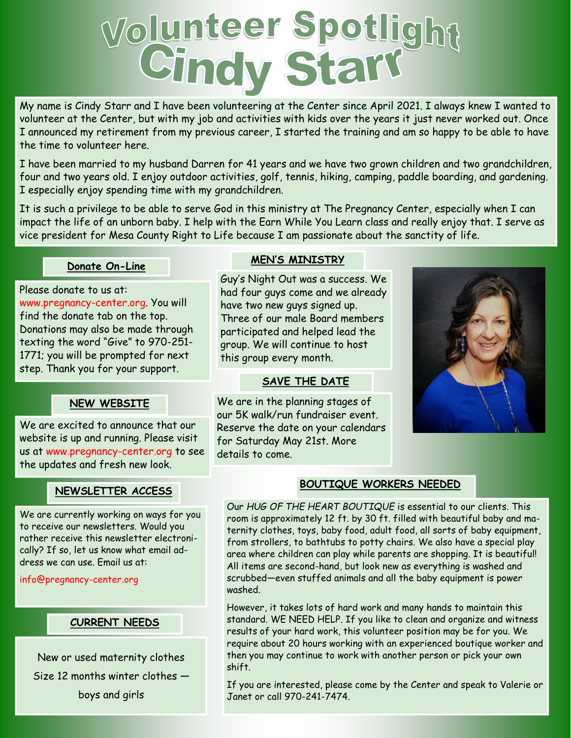# Volunteer Spotlight

## Cindy Starr

My name is Cindy Starr and I have been volunteering at the Center since April 2021. I always knew I wanted to volunteer at the Center, but with my job and activities with kids over the years it just never worked out. Once I announced my retirement from my previous career, I started the training and am so happy to be able to have the time to volunteer here.

I have been married to my husband Darren for 41 years and we have two grown children and two grandchildren, four and two years old. I enjoy outdoor activities, golf, tennis, hiking, camping, paddle boarding, and gardening. I especially enjoy spending time with my grandchildren.

It is such a privilege to be able to serve God in this ministry at The Pregnancy Center, especially when I can impact the life of an unborn baby. I help with the Earn While You Learn class and really enjoy that. I serve as vice president for Mesa County Right to Life because I am passionate about the sanctity of life.

### Donate On-Line

Please donate to us at: www.pregnancy-center.org. You will find the donate tab on the top. Donations may also be made through texting the word "Give" to 970-251-1771; you will be prompted for next step. Thank you for your support.

### NEW WEBSITE

We are excited to announce that our website is up and running. Please visit us at www.pregnancy-center.org to see the updates and fresh new look.

### NEWSLETTER ACCESS

We are currently working on ways for you to receive our newsletters. Would you rather receive this newsletter electronically? If so, let us know what email address we can use. Email us at:

info@pregnancy-center.org

### CURRENT NEEDS

New or used maternity clothes

Size 12 months winter clothes — boys and girls

### MEN'S MINISTRY

Guy's Night Out was a success. We had four guys come and we already have two new guys signed up. Three of our male Board members participated and helped lead the group. We will continue to host this group every month.

### SAVE THE DATE

We are in the planning stages of our 5K walk/run fundraiser event. Reserve the date on your calendars for Saturday May 21st. More details to come.

### BOUTIQUE WORKERS NEEDED

Our *HUG OF THE HEART BOUTIQUE* is essential to our clients. This room is approximately 12 ft. by 30 ft. filled with beautiful baby and maternity clothes, toys, baby food, adult food, all sorts of baby equipment, from strollers, to bathtubs to potty chairs. We also have a special play area where children can play while parents are shopping. It is beautiful! All items are second-hand, but look new as everything is washed and scrubbed—even stuffed animals and all the baby equipment is power washed.

However, it takes lots of hard work and many hands to maintain this standard. WE NEED HELP. If you like to clean and organize and witness results of your hard work, this volunteer position may be for you. We require about 20 hours working with an experienced boutique worker and then you may continue to work with another person or pick your own shift.

If you are interested, please come by the Center and speak to Valerie or Janet or call 970-241-7474.